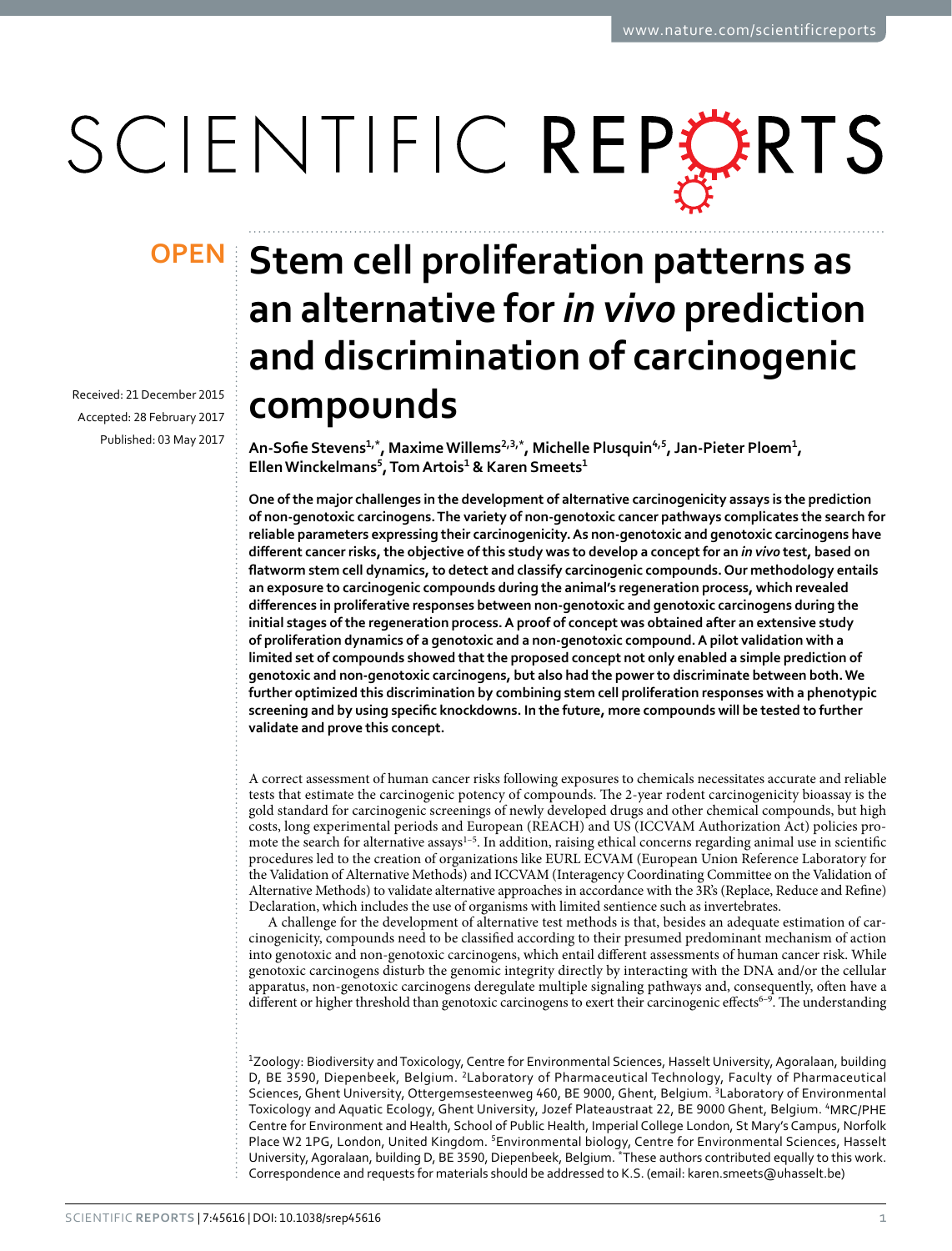# Stem cell proliferation patterns as an alternative for *in vivo* prediction and discrimination of carcinogenic compounds

OPEN

Received: 21 December 2015
Accepted: 28 February 2017
Published: 03 May 2017

**An-Sofie Stevens[1,*], Maxime Willems[2,3,*], Michelle Plusquin[4,5], Jan-Pieter Ploem[1], Ellen Winckelmans[5], Tom Artois[1] & Karen Smeets[1]**

**One of the major challenges in the development of alternative carcinogenicity assays is the prediction of non-genotoxic carcinogens. The variety of non-genotoxic cancer pathways complicates the search for reliable parameters expressing their carcinogenicity. As non-genotoxic and genotoxic carcinogens have different cancer risks, the objective of this study was to develop a concept for an *in vivo* test, based on flatworm stem cell dynamics, to detect and classify carcinogenic compounds. Our methodology entails an exposure to carcinogenic compounds during the animal's regeneration process, which revealed differences in proliferative responses between non-genotoxic and genotoxic carcinogens during the initial stages of the regeneration process. A proof of concept was obtained after an extensive study of proliferation dynamics of a genotoxic and a non-genotoxic compound. A pilot validation with a limited set of compounds showed that the proposed concept not only enabled a simple prediction of genotoxic and non-genotoxic carcinogens, but also had the power to discriminate between both. We further optimized this discrimination by combining stem cell proliferation responses with a phenotypic screening and by using specific knockdowns. In the future, more compounds will be tested to further validate and prove this concept.**

A correct assessment of human cancer risks following exposures to chemicals necessitates accurate and reliable tests that estimate the carcinogenic potency of compounds. The 2-year rodent carcinogenicity bioassay is the gold standard for carcinogenic screenings of newly developed drugs and other chemical compounds, but high costs, long experimental periods and European (REACH) and US (ICCVAM Authorization Act) policies promote the search for alternative assays[1–5]. In addition, raising ethical concerns regarding animal use in scientific procedures led to the creation of organizations like EURL ECVAM (European Union Reference Laboratory for the Validation of Alternative Methods) and ICCVAM (Interagency Coordinating Committee on the Validation of Alternative Methods) to validate alternative approaches in accordance with the 3R's (Replace, Reduce and Refine) Declaration, which includes the use of organisms with limited sentience such as invertebrates.

A challenge for the development of alternative test methods is that, besides an adequate estimation of carcinogenicity, compounds need to be classified according to their presumed predominant mechanism of action into genotoxic and non-genotoxic carcinogens, which entail different assessments of human cancer risk. While genotoxic carcinogens disturb the genomic integrity directly by interacting with the DNA and/or the cellular apparatus, non-genotoxic carcinogens deregulate multiple signaling pathways and, consequently, often have a different or higher threshold than genotoxic carcinogens to exert their carcinogenic effects[6–9]. The understanding

[1]Zoology: Biodiversity and Toxicology, Centre for Environmental Sciences, Hasselt University, Agoralaan, building D, BE 3590, Diepenbeek, Belgium. [2]Laboratory of Pharmaceutical Technology, Faculty of Pharmaceutical Sciences, Ghent University, Ottergemsesteenweg 460, BE 9000, Ghent, Belgium. [3]Laboratory of Environmental Toxicology and Aquatic Ecology, Ghent University, Jozef Plateaustraat 22, BE 9000 Ghent, Belgium. [4]MRC/PHE Centre for Environment and Health, School of Public Health, Imperial College London, St Mary's Campus, Norfolk Place W2 1PG, London, United Kingdom. [5]Environmental biology, Centre for Environmental Sciences, Hasselt University, Agoralaan, building D, BE 3590, Diepenbeek, Belgium. *These authors contributed equally to this work. Correspondence and requests for materials should be addressed to K.S. (email: karen.smeets@uhasselt.be)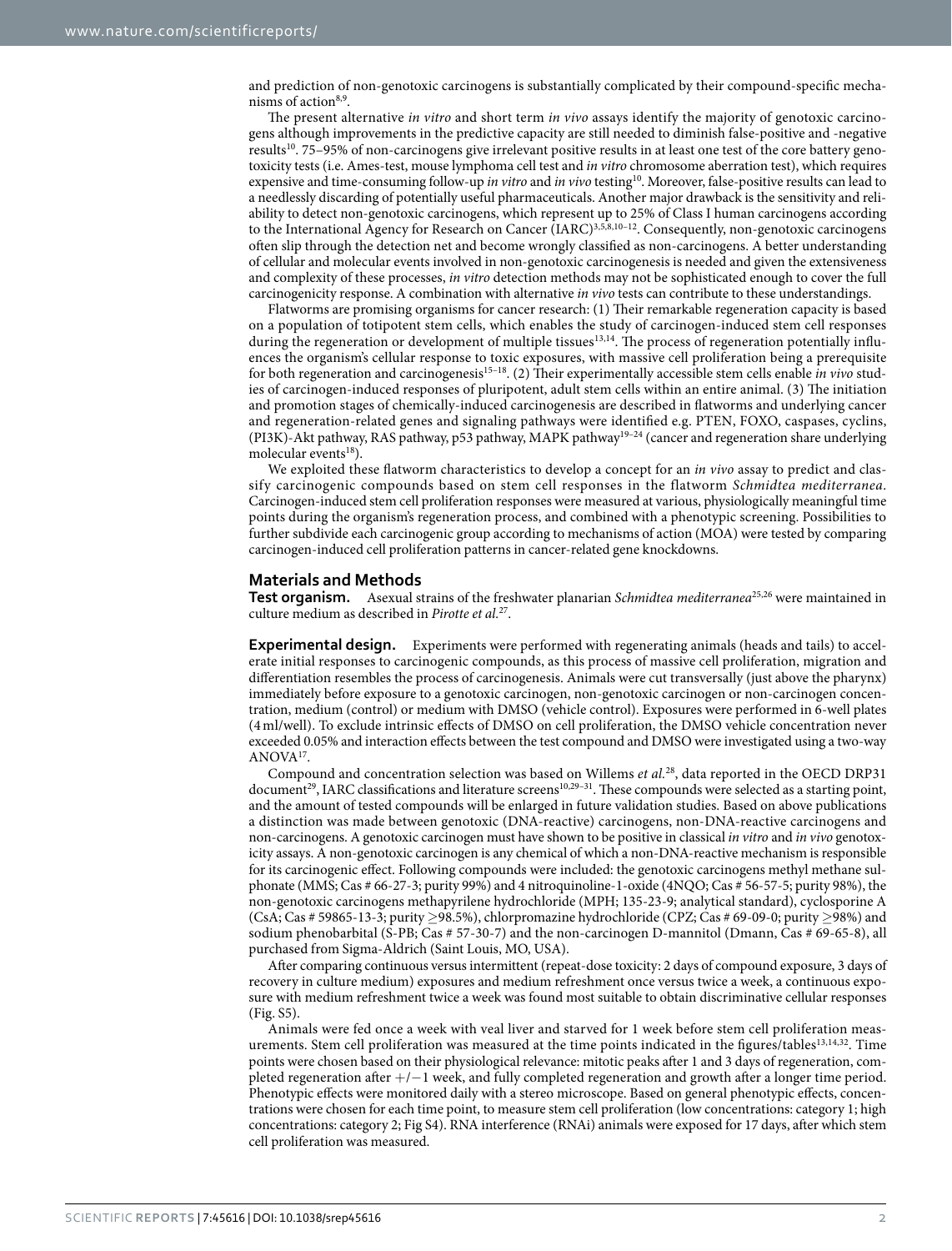and prediction of non-genotoxic carcinogens is substantially complicated by their compound-specific mechanisms of action[8,9].

The present alternative *in vitro* and short term *in vivo* assays identify the majority of genotoxic carcinogens although improvements in the predictive capacity are still needed to diminish false-positive and -negative results[10]. 75–95% of non-carcinogens give irrelevant positive results in at least one test of the core battery genotoxicity tests (i.e. Ames-test, mouse lymphoma cell test and *in vitro* chromosome aberration test), which requires expensive and time-consuming follow-up *in vitro* and *in vivo* testing[10]. Moreover, false-positive results can lead to a needlessly discarding of potentially useful pharmaceuticals. Another major drawback is the sensitivity and reliability to detect non-genotoxic carcinogens, which represent up to 25% of Class I human carcinogens according to the International Agency for Research on Cancer (IARC)[3,5,8,10–12]. Consequently, non-genotoxic carcinogens often slip through the detection net and become wrongly classified as non-carcinogens. A better understanding of cellular and molecular events involved in non-genotoxic carcinogenesis is needed and given the extensiveness and complexity of these processes, *in vitro* detection methods may not be sophisticated enough to cover the full carcinogenicity response. A combination with alternative *in vivo* tests can contribute to these understandings.

Flatworms are promising organisms for cancer research: (1) Their remarkable regeneration capacity is based on a population of totipotent stem cells, which enables the study of carcinogen-induced stem cell responses during the regeneration or development of multiple tissues[13,14]. The process of regeneration potentially influences the organism's cellular response to toxic exposures, with massive cell proliferation being a prerequisite for both regeneration and carcinogenesis[15–18]. (2) Their experimentally accessible stem cells enable *in vivo* studies of carcinogen-induced responses of pluripotent, adult stem cells within an entire animal. (3) The initiation and promotion stages of chemically-induced carcinogenesis are described in flatworms and underlying cancer and regeneration-related genes and signaling pathways were identified e.g. PTEN, FOXO, caspases, cyclins, (PI3K)-Akt pathway, RAS pathway, p53 pathway, MAPK pathway[19–24] (cancer and regeneration share underlying molecular events[18]).

We exploited these flatworm characteristics to develop a concept for an *in vivo* assay to predict and classify carcinogenic compounds based on stem cell responses in the flatworm *Schmidtea mediterranea*. Carcinogen-induced stem cell proliferation responses were measured at various, physiologically meaningful time points during the organism's regeneration process, and combined with a phenotypic screening. Possibilities to further subdivide each carcinogenic group according to mechanisms of action (MOA) were tested by comparing carcinogen-induced cell proliferation patterns in cancer-related gene knockdowns.

## Materials and Methods

**Test organism.** Asexual strains of the freshwater planarian *Schmidtea mediterranea*[25,26] were maintained in culture medium as described in *Pirotte et al.*[27].

**Experimental design.** Experiments were performed with regenerating animals (heads and tails) to accelerate initial responses to carcinogenic compounds, as this process of massive cell proliferation, migration and differentiation resembles the process of carcinogenesis. Animals were cut transversally (just above the pharynx) immediately before exposure to a genotoxic carcinogen, non-genotoxic carcinogen or non-carcinogen concentration, medium (control) or medium with DMSO (vehicle control). Exposures were performed in 6-well plates (4 ml/well). To exclude intrinsic effects of DMSO on cell proliferation, the DMSO vehicle concentration never exceeded 0.05% and interaction effects between the test compound and DMSO were investigated using a two-way ANOVA[17].

Compound and concentration selection was based on Willems *et al.*[28], data reported in the OECD DRP31 document[29], IARC classifications and literature screens[10,29–31]. These compounds were selected as a starting point, and the amount of tested compounds will be enlarged in future validation studies. Based on above publications a distinction was made between genotoxic (DNA-reactive) carcinogens, non-DNA-reactive carcinogens and non-carcinogens. A genotoxic carcinogen must have shown to be positive in classical *in vitro* and *in vivo* genotoxicity assays. A non-genotoxic carcinogen is any chemical of which a non-DNA-reactive mechanism is responsible for its carcinogenic effect. Following compounds were included: the genotoxic carcinogens methyl methane sulphonate (MMS; Cas # 66-27-3; purity 99%) and 4 nitroquinoline-1-oxide (4NQO; Cas # 56-57-5; purity 98%), the non-genotoxic carcinogens methapyrilene hydrochloride (MPH; 135-23-9; analytical standard), cyclosporine A (CsA; Cas # 59865-13-3; purity ≥98.5%), chlorpromazine hydrochloride (CPZ; Cas # 69-09-0; purity ≥98%) and sodium phenobarbital (S-PB; Cas # 57-30-7) and the non-carcinogen D-mannitol (Dmann, Cas # 69-65-8), all purchased from Sigma-Aldrich (Saint Louis, MO, USA).

After comparing continuous versus intermittent (repeat-dose toxicity: 2 days of compound exposure, 3 days of recovery in culture medium) exposures and medium refreshment once versus twice a week, a continuous exposure with medium refreshment twice a week was found most suitable to obtain discriminative cellular responses (Fig. S5).

Animals were fed once a week with veal liver and starved for 1 week before stem cell proliferation measurements. Stem cell proliferation was measured at the time points indicated in the figures/tables[13,14,32]. Time points were chosen based on their physiological relevance: mitotic peaks after 1 and 3 days of regeneration, completed regeneration after +/−1 week, and fully completed regeneration and growth after a longer time period. Phenotypic effects were monitored daily with a stereo microscope. Based on general phenotypic effects, concentrations were chosen for each time point, to measure stem cell proliferation (low concentrations: category 1; high concentrations: category 2; Fig S4). RNA interference (RNAi) animals were exposed for 17 days, after which stem cell proliferation was measured.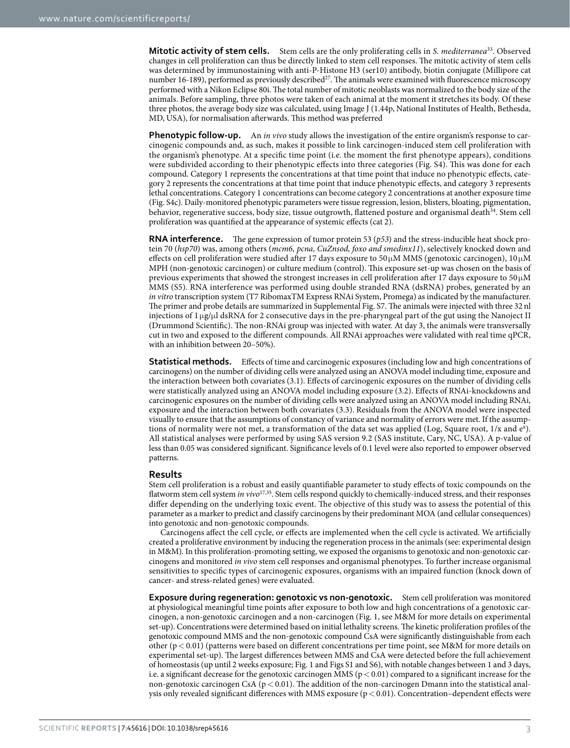**Mitotic activity of stem cells.** Stem cells are the only proliferating cells in *S. mediterranea*[33]. Observed changes in cell proliferation can thus be directly linked to stem cell responses. The mitotic activity of stem cells was determined by immunostaining with anti-P-Histone H3 (ser10) antibody, biotin conjugate (Millipore cat number 16-189), performed as previously described[27]. The animals were examined with fluorescence microscopy performed with a Nikon Eclipse 80i. The total number of mitotic neoblasts was normalized to the body size of the animals. Before sampling, three photos were taken of each animal at the moment it stretches its body. Of these three photos, the average body size was calculated, using Image J (1.44p, National Institutes of Health, Bethesda, MD, USA), for normalisation afterwards. This method was preferred

**Phenotypic follow-up.** An *in vivo* study allows the investigation of the entire organism's response to carcinogenic compounds and, as such, makes it possible to link carcinogen-induced stem cell proliferation with the organism's phenotype. At a specific time point (i.e. the moment the first phenotype appears), conditions were subdivided according to their phenotypic effects into three categories (Fig. S4). This was done for each compound. Category 1 represents the concentrations at that time point that induce no phenotypic effects, category 2 represents the concentrations at that time point that induce phenotypic effects, and category 3 represents lethal concentrations. Category 1 concentrations can become category 2 concentrations at another exposure time (Fig. S4c). Daily-monitored phenotypic parameters were tissue regression, lesion, blisters, bloating, pigmentation, behavior, regenerative success, body size, tissue outgrowth, flattened posture and organismal death[34]. Stem cell proliferation was quantified at the appearance of systemic effects (cat 2).

**RNA interference.** The gene expression of tumor protein 53 (*p53*) and the stress-inducible heat shock protein 70 (*hsp70*) was, among others (*mcm6, pcna, CuZnsod, foxo and smedinx11*), selectively knocked down and effects on cell proliferation were studied after 17 days exposure to 50 μM MMS (genotoxic carcinogen), 10 μM MPH (non-genotoxic carcinogen) or culture medium (control). This exposure set-up was chosen on the basis of previous experiments that showed the strongest increases in cell proliferation after 17 days exposure to 50 μM MMS (S5). RNA interference was performed using double stranded RNA (dsRNA) probes, generated by an *in vitro* transcription system (T7 RibomaxTM Express RNAi System, Promega) as indicated by the manufacturer. The primer and probe details are summarized in Supplemental Fig. S7. The animals were injected with three 32 nl injections of 1 μg/μl dsRNA for 2 consecutive days in the pre-pharyngeal part of the gut using the Nanoject II (Drummond Scientific). The non-RNAi group was injected with water. At day 3, the animals were transversally cut in two and exposed to the different compounds. All RNAi approaches were validated with real time qPCR, with an inhibition between 20–50%).

**Statistical methods.** Effects of time and carcinogenic exposures (including low and high concentrations of carcinogens) on the number of dividing cells were analyzed using an ANOVA model including time, exposure and the interaction between both covariates (3.1). Effects of carcinogenic exposures on the number of dividing cells were statistically analyzed using an ANOVA model including exposure (3.2). Effects of RNAi-knockdowns and carcinogenic exposures on the number of dividing cells were analyzed using an ANOVA model including RNAi, exposure and the interaction between both covariates (3.3). Residuals from the ANOVA model were inspected visually to ensure that the assumptions of constancy of variance and normality of errors were met. If the assumptions of normality were not met, a transformation of the data set was applied (Log, Square root, 1/x and $e^x$). All statistical analyses were performed by using SAS version 9.2 (SAS institute, Cary, NC, USA). A p-value of less than 0.05 was considered significant. Significance levels of 0.1 level were also reported to empower observed patterns.

## Results

Stem cell proliferation is a robust and easily quantifiable parameter to study effects of toxic compounds on the flatworm stem cell system *in vivo*[17,35]. Stem cells respond quickly to chemically-induced stress, and their responses differ depending on the underlying toxic event. The objective of this study was to assess the potential of this parameter as a marker to predict and classify carcinogens by their predominant MOA (and cellular consequences) into genotoxic and non-genotoxic compounds.

Carcinogens affect the cell cycle, or effects are implemented when the cell cycle is activated. We artificially created a proliferative environment by inducing the regeneration process in the animals (see: experimental design in M&M). In this proliferation-promoting setting, we exposed the organisms to genotoxic and non-genotoxic carcinogens and monitored *in vivo* stem cell responses and organismal phenotypes. To further increase organismal sensitivities to specific types of carcinogenic exposures, organisms with an impaired function (knock down of cancer- and stress-related genes) were evaluated.

**Exposure during regeneration: genotoxic vs non-genotoxic.** Stem cell proliferation was monitored at physiological meaningful time points after exposure to both low and high concentrations of a genotoxic carcinogen, a non-genotoxic carcinogen and a non-carcinogen (Fig. 1, see M&M for more details on experimental set-up). Concentrations were determined based on initial lethality screens. The kinetic proliferation profiles of the genotoxic compound MMS and the non-genotoxic compound CsA were significantly distinguishable from each other ($p < 0.01$) (patterns were based on different concentrations per time point, see M&M for more details on experimental set-up). The largest differences between MMS and CsA were detected before the full achievement of homeostasis (up until 2 weeks exposure; Fig. 1 and Figs S1 and S6), with notable changes between 1 and 3 days, i.e. a significant decrease for the genotoxic carcinogen MMS ($p < 0.01$) compared to a significant increase for the non-genotoxic carcinogen CsA ($p < 0.01$). The addition of the non-carcinogen Dmann into the statistical analysis only revealed significant differences with MMS exposure ($p < 0.01$). Concentration–dependent effects were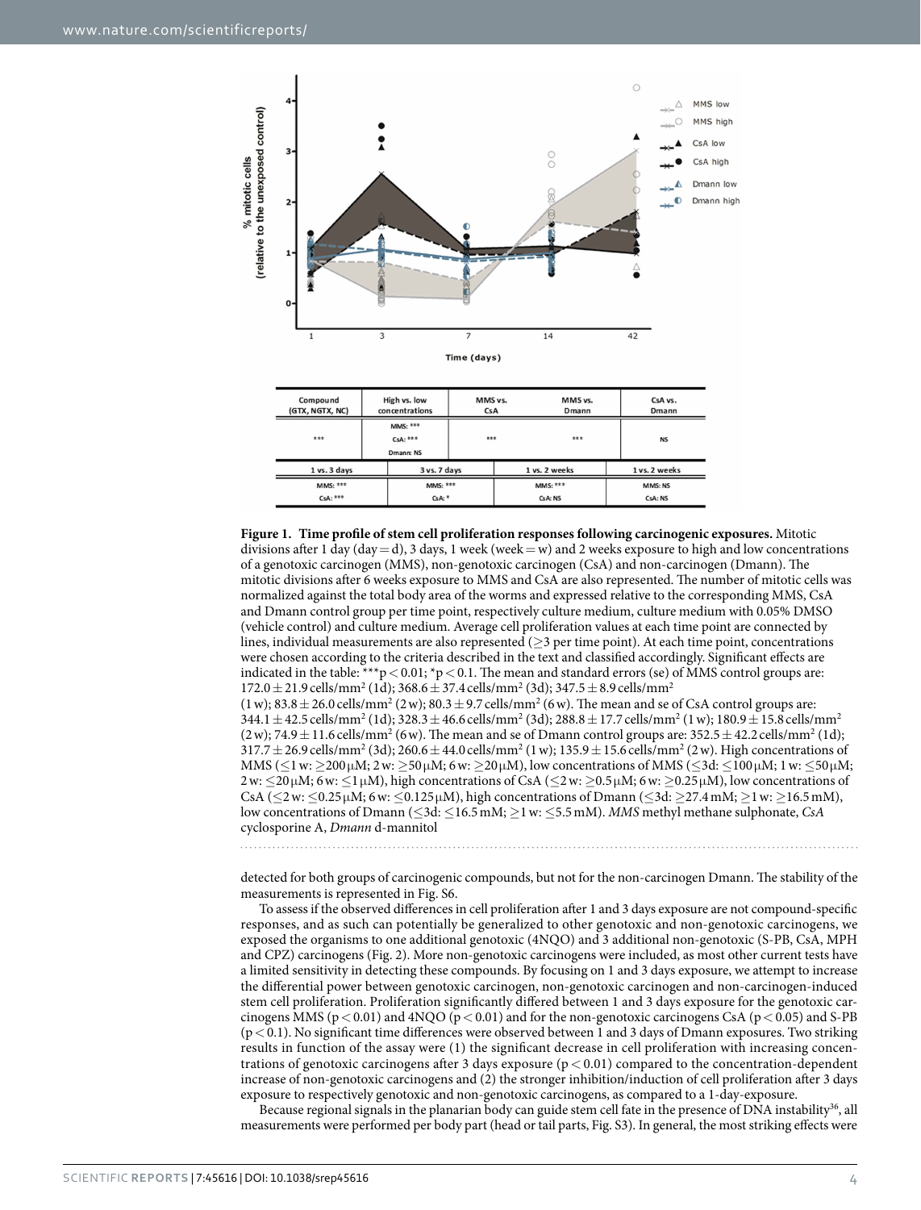| Compound (GTX, NGTX, NC) | High vs. low concentrations | MMS vs. CsA | MMS vs. Dmann | CsA vs. Dmann |
|---|---|---|---|---|
| *** | MMS: *** CsA: *** Dmann: NS | *** | *** | NS |

| 1 vs. 3 days | 3 vs. 7 days | 1 vs. 2 weeks | 1 vs. 2 weeks |
|---|---|---|---|
| MMS: *** CsA: *** | MMS: *** CsA: * | MMS: *** CsA: NS | MMS: NS CsA: NS |

**Figure 1. Time profile of stem cell proliferation responses following carcinogenic exposures.** Mitotic divisions after 1 day (day = d), 3 days, 1 week (week = w) and 2 weeks exposure to high and low concentrations of a genotoxic carcinogen (MMS), non-genotoxic carcinogen (CsA) and non-carcinogen (Dmann). The mitotic divisions after 6 weeks exposure to MMS and CsA are also represented. The number of mitotic cells was normalized against the total body area of the worms and expressed relative to the corresponding MMS, CsA and Dmann control group per time point, respectively culture medium, culture medium with 0.05% DMSO (vehicle control) and culture medium. Average cell proliferation values at each time point are connected by lines, individual measurements are also represented (≥3 per time point). At each time point, concentrations were chosen according to the criteria described in the text and classified accordingly. Significant effects are indicated in the table: ***$p < 0.01$; *$p < 0.1$. The mean and standard errors (se) of MMS control groups are: 172.0 ± 21.9 cells/mm² (1d); 368.6 ± 37.4 cells/mm² (3d); 347.5 ± 8.9 cells/mm² (1 w); 83.8 ± 26.0 cells/mm² (2 w); 80.3 ± 9.7 cells/mm² (6 w). The mean and se of CsA control groups are: 344.1 ± 42.5 cells/mm² (1d); 328.3 ± 46.6 cells/mm² (3d); 288.8 ± 17.7 cells/mm² (1 w); 180.9 ± 15.8 cells/mm² (2 w); 74.9 ± 11.6 cells/mm² (6 w). The mean and se of Dmann control groups are: 352.5 ± 42.2 cells/mm² (1d); 317.7 ± 26.9 cells/mm² (3d); 260.6 ± 44.0 cells/mm² (1 w); 135.9 ± 15.6 cells/mm² (2 w). High concentrations of MMS (≤1 w: ≥200 μM; 2 w: ≥50 μM; 6 w: ≥20 μM), low concentrations of MMS (≤3d: ≤100 μM; 1 w: ≤50 μM; 2 w: ≤20 μM; 6 w: ≤1 μM), high concentrations of CsA (≤2 w: ≥0.5 μM; 6 w: ≥0.25 μM), low concentrations of CsA (≤2 w: ≤0.25 μM; 6 w: ≤0.125 μM), high concentrations of Dmann (≤3d: ≥27.4 mM; ≥1 w: ≥16.5 mM), low concentrations of Dmann (≤3d: ≤16.5 mM; ≥1 w: ≤5.5 mM). *MMS* methyl methane sulphonate, *CsA* cyclosporine A, *Dmann* d-mannitol

detected for both groups of carcinogenic compounds, but not for the non-carcinogen Dmann. The stability of the measurements is represented in Fig. S6.

To assess if the observed differences in cell proliferation after 1 and 3 days exposure are not compound-specific responses, and as such can potentially be generalized to other genotoxic and non-genotoxic carcinogens, we exposed the organisms to one additional genotoxic (4NQO) and 3 additional non-genotoxic (S-PB, CsA, MPH and CPZ) carcinogens (Fig. 2). More non-genotoxic carcinogens were included, as most other current tests have a limited sensitivity in detecting these compounds. By focusing on 1 and 3 days exposure, we attempt to increase the differential power between genotoxic carcinogen, non-genotoxic carcinogen and non-carcinogen-induced stem cell proliferation. Proliferation significantly differed between 1 and 3 days exposure for the genotoxic carcinogens MMS ($p < 0.01$) and 4NQO ($p < 0.01$) and for the non-genotoxic carcinogens CsA ($p < 0.05$) and S-PB ($p < 0.1$). No significant time differences were observed between 1 and 3 days of Dmann exposures. Two striking results in function of the assay were (1) the significant decrease in cell proliferation with increasing concentrations of genotoxic carcinogens after 3 days exposure ($p < 0.01$) compared to the concentration-dependent increase of non-genotoxic carcinogens and (2) the stronger inhibition/induction of cell proliferation after 3 days exposure to respectively genotoxic and non-genotoxic carcinogens, as compared to a 1-day-exposure.

Because regional signals in the planarian body can guide stem cell fate in the presence of DNA instability[36], all measurements were performed per body part (head or tail parts, Fig. S3). In general, the most striking effects were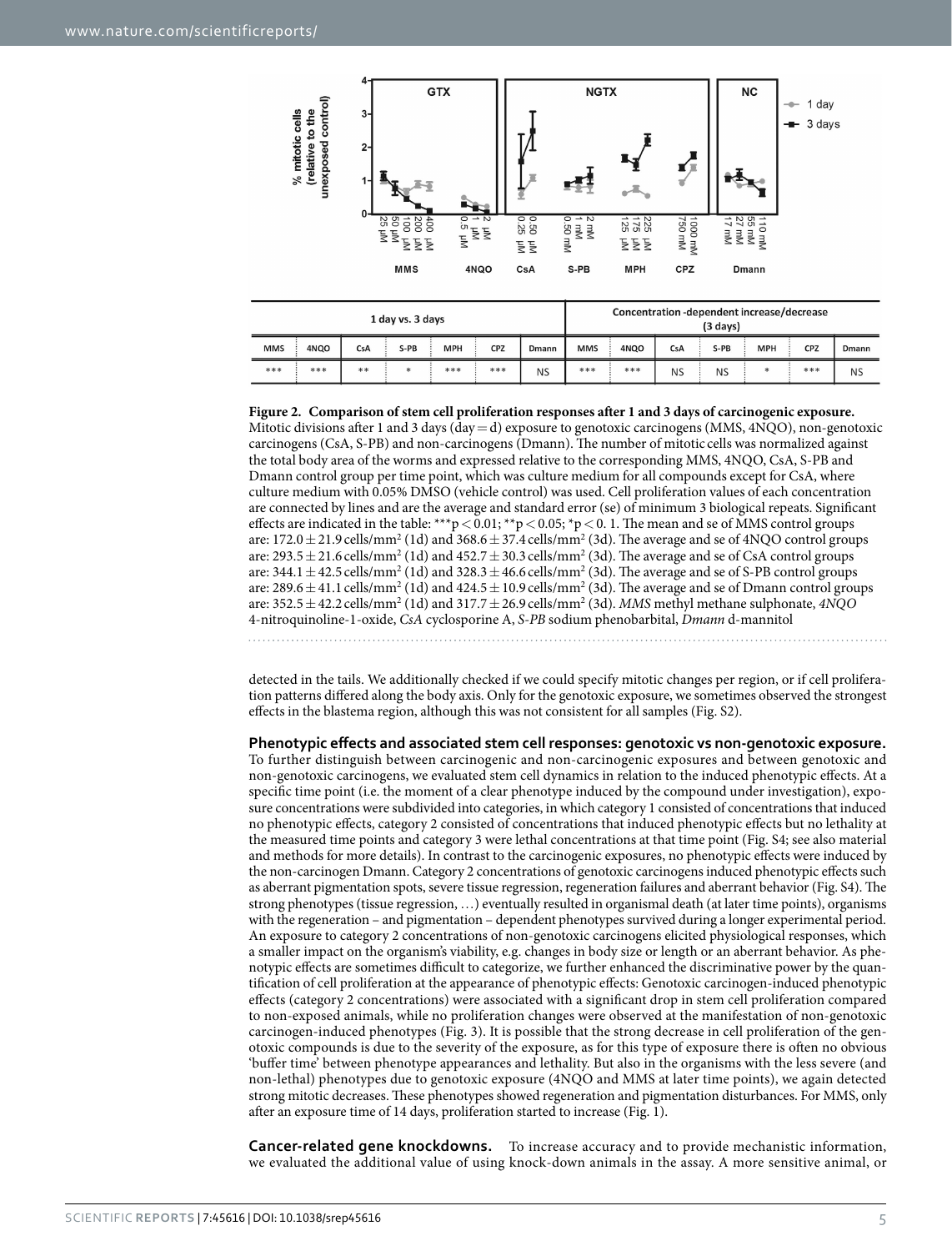| 1 day vs. 3 days | | | | | | | Concentration -dependent increase/decrease (3 days) | | | | | | |
|---|---|---|---|---|---|---|---|---|---|---|---|---|---|
| MMS | 4NQO | CsA | S-PB | MPH | CPZ | Dmann | MMS | 4NQO | CsA | S-PB | MPH | CPZ | Dmann |
| *** | *** | ** | * | *** | *** | NS | *** | *** | NS | NS | * | *** | NS |

**Figure 2. Comparison of stem cell proliferation responses after 1 and 3 days of carcinogenic exposure.** Mitotic divisions after 1 and 3 days (day = d) exposure to genotoxic carcinogens (MMS, 4NQO), non-genotoxic carcinogens (CsA, S-PB) and non-carcinogens (Dmann). The number of mitotic cells was normalized against the total body area of the worms and expressed relative to the corresponding MMS, 4NQO, CsA, S-PB and Dmann control group per time point, which was culture medium for all compounds except for CsA, where culture medium with 0.05% DMSO (vehicle control) was used. Cell proliferation values of each concentration are connected by lines and are the average and standard error (se) of minimum 3 biological repeats. Significant effects are indicated in the table: ***$p < 0.01$; **$p < 0.05$; *$p < 0.1$. The mean and se of MMS control groups are: $172.0 \pm 21.9$ cells/mm$^2$ (1d) and $368.6 \pm 37.4$ cells/mm$^2$ (3d). The average and se of 4NQO control groups are: $293.5 \pm 21.6$ cells/mm$^2$ (1d) and $452.7 \pm 30.3$ cells/mm$^2$ (3d). The average and se of CsA control groups are: $344.1 \pm 42.5$ cells/mm$^2$ (1d) and $328.3 \pm 46.6$ cells/mm$^2$ (3d). The average and se of S-PB control groups are: $289.6 \pm 41.1$ cells/mm$^2$ (1d) and $424.5 \pm 10.9$ cells/mm$^2$ (3d). The average and se of Dmann control groups are: $352.5 \pm 42.2$ cells/mm$^2$ (1d) and $317.7 \pm 26.9$ cells/mm$^2$ (3d). *MMS* methyl methane sulphonate, *4NQO* 4-nitroquinoline-1-oxide, *CsA* cyclosporine A, *S-PB* sodium phenobarbital, *Dmann* d-mannitol

detected in the tails. We additionally checked if we could specify mitotic changes per region, or if cell proliferation patterns differed along the body axis. Only for the genotoxic exposure, we sometimes observed the strongest effects in the blastema region, although this was not consistent for all samples (Fig. S2).

**Phenotypic effects and associated stem cell responses: genotoxic vs non-genotoxic exposure.** To further distinguish between carcinogenic and non-carcinogenic exposures and between genotoxic and non-genotoxic carcinogens, we evaluated stem cell dynamics in relation to the induced phenotypic effects. At a specific time point (i.e. the moment of a clear phenotype induced by the compound under investigation), exposure concentrations were subdivided into categories, in which category 1 consisted of concentrations that induced no phenotypic effects, category 2 consisted of concentrations that induced phenotypic effects but no lethality at the measured time points and category 3 were lethal concentrations at that time point (Fig. S4; see also material and methods for more details). In contrast to the carcinogenic exposures, no phenotypic effects were induced by the non-carcinogen Dmann. Category 2 concentrations of genotoxic carcinogens induced phenotypic effects such as aberrant pigmentation spots, severe tissue regression, regeneration failures and aberrant behavior (Fig. S4). The strong phenotypes (tissue regression, …) eventually resulted in organismal death (at later time points), organisms with the regeneration – and pigmentation – dependent phenotypes survived during a longer experimental period. An exposure to category 2 concentrations of non-genotoxic carcinogens elicited physiological responses, which a smaller impact on the organism's viability, e.g. changes in body size or length or an aberrant behavior. As phenotypic effects are sometimes difficult to categorize, we further enhanced the discriminative power by the quantification of cell proliferation at the appearance of phenotypic effects: Genotoxic carcinogen-induced phenotypic effects (category 2 concentrations) were associated with a significant drop in stem cell proliferation compared to non-exposed animals, while no proliferation changes were observed at the manifestation of non-genotoxic carcinogen-induced phenotypes (Fig. 3). It is possible that the strong decrease in cell proliferation of the genotoxic compounds is due to the severity of the exposure, as for this type of exposure there is often no obvious 'buffer time' between phenotype appearances and lethality. But also in the organisms with the less severe (and non-lethal) phenotypes due to genotoxic exposure (4NQO and MMS at later time points), we again detected strong mitotic decreases. These phenotypes showed regeneration and pigmentation disturbances. For MMS, only after an exposure time of 14 days, proliferation started to increase (Fig. 1).

**Cancer-related gene knockdowns.** To increase accuracy and to provide mechanistic information, we evaluated the additional value of using knock-down animals in the assay. A more sensitive animal, or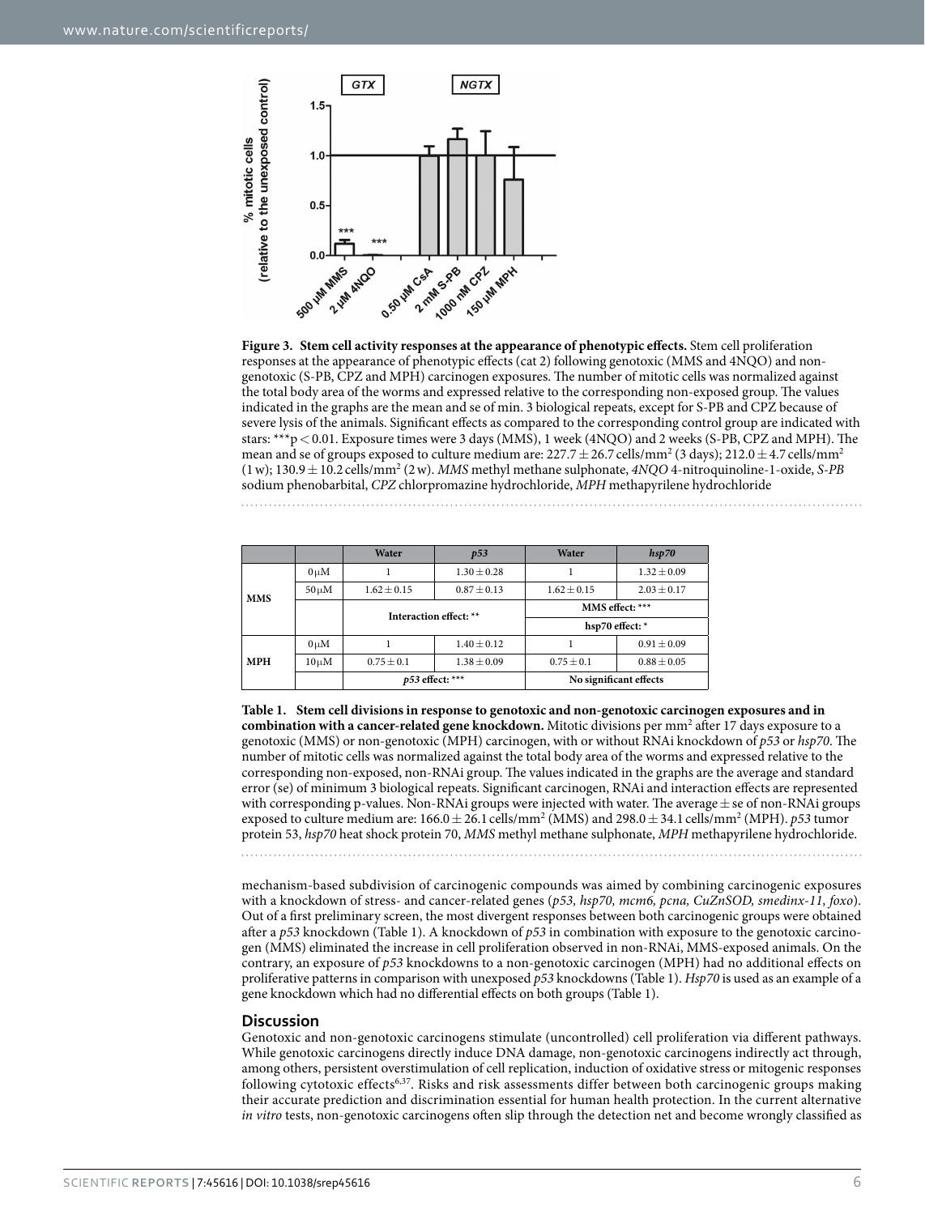**Figure 3. Stem cell activity responses at the appearance of phenotypic effects.** Stem cell proliferation responses at the appearance of phenotypic effects (cat 2) following genotoxic (MMS and 4NQO) and non-genotoxic (S-PB, CPZ and MPH) carcinogen exposures. The number of mitotic cells was normalized against the total body area of the worms and expressed relative to the corresponding non-exposed group. The values indicated in the graphs are the mean and se of min. 3 biological repeats, except for S-PB and CPZ because of severe lysis of the animals. Significant effects as compared to the corresponding control group are indicated with stars: ***$p < 0.01$. Exposure times were 3 days (MMS), 1 week (4NQO) and 2 weeks (S-PB, CPZ and MPH). The mean and se of groups exposed to culture medium are: $227.7 \pm 26.7$ cells/mm$^2$ (3 days); $212.0 \pm 4.7$ cells/mm$^2$ (1 w); $130.9 \pm 10.2$ cells/mm$^2$ (2 w). *MMS* methyl methane sulphonate, *4NQO* 4-nitroquinoline-1-oxide, *S-PB* sodium phenobarbital, *CPZ* chlorpromazine hydrochloride, *MPH* methapyrilene hydrochloride

| | | Water | *p53* | Water | *hsp70* |
|---|---|---|---|---|---|
| MMS | 0 μM | 1 | 1.30 ± 0.28 | 1 | 1.32 ± 0.09 |
| | 50 μM | 1.62 ± 0.15 | 0.87 ± 0.13 | 1.62 ± 0.15 | 2.03 ± 0.17 |
| | | Interaction effect: ** | | MMS effect: *** | |
| | | | | hsp70 effect: * | |
| MPH | 0 μM | 1 | 1.40 ± 0.12 | 1 | 0.91 ± 0.09 |
| | 10 μM | 0.75 ± 0.1 | 1.38 ± 0.09 | 0.75 ± 0.1 | 0.88 ± 0.05 |
| | | *p53* effect: *** | | No significant effects | |

**Table 1. Stem cell divisions in response to genotoxic and non-genotoxic carcinogen exposures and in combination with a cancer-related gene knockdown.** Mitotic divisions per mm$^2$ after 17 days exposure to a genotoxic (MMS) or non-genotoxic (MPH) carcinogen, with or without RNAi knockdown of *p53* or *hsp70*. The number of mitotic cells was normalized against the total body area of the worms and expressed relative to the corresponding non-exposed, non-RNAi group. The values indicated in the graphs are the average and standard error (se) of minimum 3 biological repeats. Significant carcinogen, RNAi and interaction effects are represented with corresponding p-values. Non-RNAi groups were injected with water. The average ± se of non-RNAi groups exposed to culture medium are: $166.0 \pm 26.1$ cells/mm$^2$ (MMS) and $298.0 \pm 34.1$ cells/mm$^2$ (MPH). *p53* tumor protein 53, *hsp70* heat shock protein 70, *MMS* methyl methane sulphonate, *MPH* methapyrilene hydrochloride.

mechanism-based subdivision of carcinogenic compounds was aimed by combining carcinogenic exposures with a knockdown of stress- and cancer-related genes (*p53, hsp70, mcm6, pcna, CuZnSOD, smedinx-11, foxo*). Out of a first preliminary screen, the most divergent responses between both carcinogenic groups were obtained after a *p53* knockdown (Table 1). A knockdown of *p53* in combination with exposure to the genotoxic carcinogen (MMS) eliminated the increase in cell proliferation observed in non-RNAi, MMS-exposed animals. On the contrary, an exposure of *p53* knockdowns to a non-genotoxic carcinogen (MPH) had no additional effects on proliferative patterns in comparison with unexposed *p53* knockdowns (Table 1). *Hsp70* is used as an example of a gene knockdown which had no differential effects on both groups (Table 1).

## Discussion

Genotoxic and non-genotoxic carcinogens stimulate (uncontrolled) cell proliferation via different pathways. While genotoxic carcinogens directly induce DNA damage, non-genotoxic carcinogens indirectly act through, among others, persistent overstimulation of cell replication, induction of oxidative stress or mitogenic responses following cytotoxic effects[6,37]. Risks and risk assessments differ between both carcinogenic groups making their accurate prediction and discrimination essential for human health protection. In the current alternative *in vitro* tests, non-genotoxic carcinogens often slip through the detection net and become wrongly classified as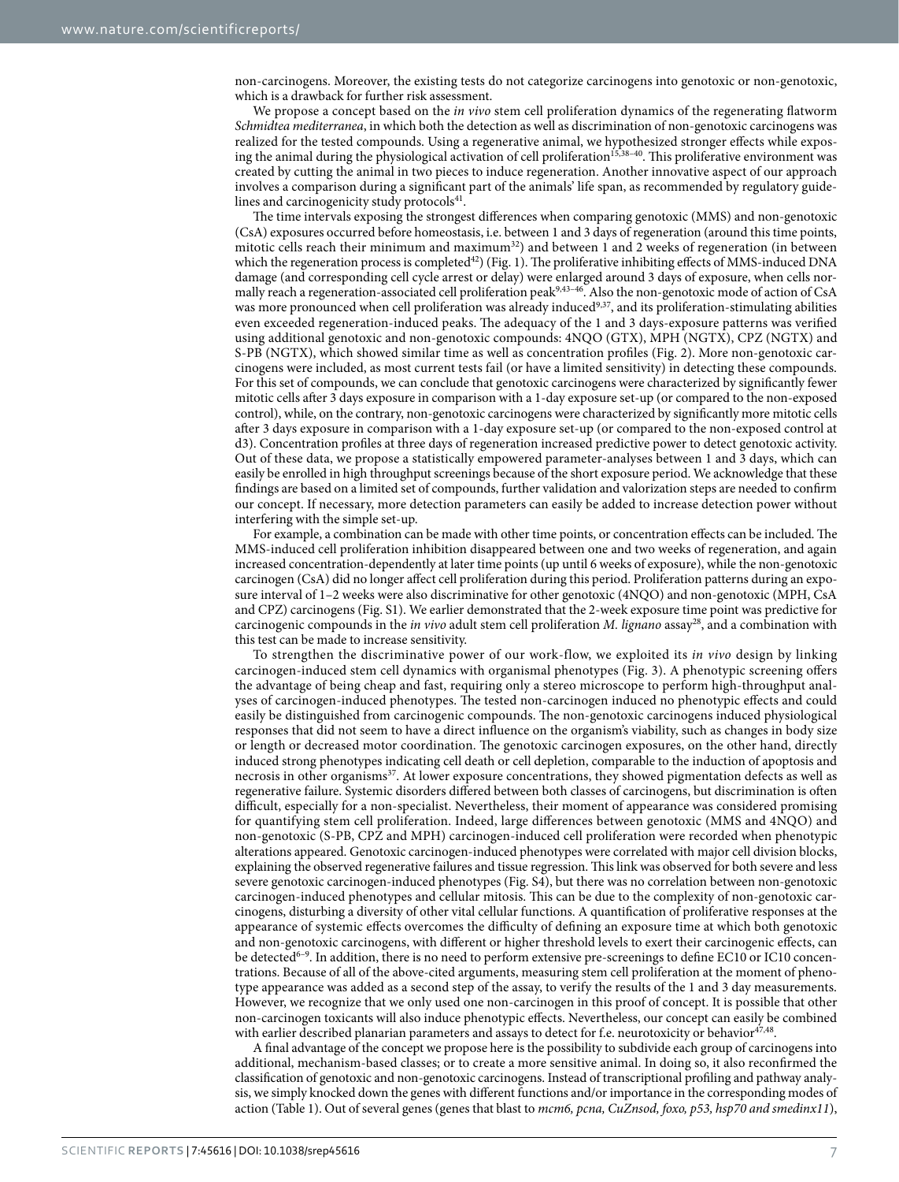non-carcinogens. Moreover, the existing tests do not categorize carcinogens into genotoxic or non-genotoxic, which is a drawback for further risk assessment.

We propose a concept based on the *in vivo* stem cell proliferation dynamics of the regenerating flatworm *Schmidtea mediterranea*, in which both the detection as well as discrimination of non-genotoxic carcinogens was realized for the tested compounds. Using a regenerative animal, we hypothesized stronger effects while exposing the animal during the physiological activation of cell proliferation[15,38–40]. This proliferative environment was created by cutting the animal in two pieces to induce regeneration. Another innovative aspect of our approach involves a comparison during a significant part of the animals' life span, as recommended by regulatory guidelines and carcinogenicity study protocols[41].

The time intervals exposing the strongest differences when comparing genotoxic (MMS) and non-genotoxic (CsA) exposures occurred before homeostasis, i.e. between 1 and 3 days of regeneration (around this time points, mitotic cells reach their minimum and maximum[32]) and between 1 and 2 weeks of regeneration (in between which the regeneration process is completed[42]) (Fig. 1). The proliferative inhibiting effects of MMS-induced DNA damage (and corresponding cell cycle arrest or delay) were enlarged around 3 days of exposure, when cells normally reach a regeneration-associated cell proliferation peak[9,43–46]. Also the non-genotoxic mode of action of CsA was more pronounced when cell proliferation was already induced[9,37], and its proliferation-stimulating abilities even exceeded regeneration-induced peaks. The adequacy of the 1 and 3 days-exposure patterns was verified using additional genotoxic and non-genotoxic compounds: 4NQO (GTX), MPH (NGTX), CPZ (NGTX) and S-PB (NGTX), which showed similar time as well as concentration profiles (Fig. 2). More non-genotoxic carcinogens were included, as most current tests fail (or have a limited sensitivity) in detecting these compounds. For this set of compounds, we can conclude that genotoxic carcinogens were characterized by significantly fewer mitotic cells after 3 days exposure in comparison with a 1-day exposure set-up (or compared to the non-exposed control), while, on the contrary, non-genotoxic carcinogens were characterized by significantly more mitotic cells after 3 days exposure in comparison with a 1-day exposure set-up (or compared to the non-exposed control at d3). Concentration profiles at three days of regeneration increased predictive power to detect genotoxic activity. Out of these data, we propose a statistically empowered parameter-analyses between 1 and 3 days, which can easily be enrolled in high throughput screenings because of the short exposure period. We acknowledge that these findings are based on a limited set of compounds, further validation and valorization steps are needed to confirm our concept. If necessary, more detection parameters can easily be added to increase detection power without interfering with the simple set-up.

For example, a combination can be made with other time points, or concentration effects can be included. The MMS-induced cell proliferation inhibition disappeared between one and two weeks of regeneration, and again increased concentration-dependently at later time points (up until 6 weeks of exposure), while the non-genotoxic carcinogen (CsA) did no longer affect cell proliferation during this period. Proliferation patterns during an exposure interval of 1–2 weeks were also discriminative for other genotoxic (4NQO) and non-genotoxic (MPH, CsA and CPZ) carcinogens (Fig. S1). We earlier demonstrated that the 2-week exposure time point was predictive for carcinogenic compounds in the *in vivo* adult stem cell proliferation *M. lignano* assay[28], and a combination with this test can be made to increase sensitivity.

To strengthen the discriminative power of our work-flow, we exploited its *in vivo* design by linking carcinogen-induced stem cell dynamics with organismal phenotypes (Fig. 3). A phenotypic screening offers the advantage of being cheap and fast, requiring only a stereo microscope to perform high-throughput analyses of carcinogen-induced phenotypes. The tested non-carcinogen induced no phenotypic effects and could easily be distinguished from carcinogenic compounds. The non-genotoxic carcinogens induced physiological responses that did not seem to have a direct influence on the organism's viability, such as changes in body size or length or decreased motor coordination. The genotoxic carcinogen exposures, on the other hand, directly induced strong phenotypes indicating cell death or cell depletion, comparable to the induction of apoptosis and necrosis in other organisms[37]. At lower exposure concentrations, they showed pigmentation defects as well as regenerative failure. Systemic disorders differed between both classes of carcinogens, but discrimination is often difficult, especially for a non-specialist. Nevertheless, their moment of appearance was considered promising for quantifying stem cell proliferation. Indeed, large differences between genotoxic (MMS and 4NQO) and non-genotoxic (S-PB, CPZ and MPH) carcinogen-induced cell proliferation were recorded when phenotypic alterations appeared. Genotoxic carcinogen-induced phenotypes were correlated with major cell division blocks, explaining the observed regenerative failures and tissue regression. This link was observed for both severe and less severe genotoxic carcinogen-induced phenotypes (Fig. S4), but there was no correlation between non-genotoxic carcinogen-induced phenotypes and cellular mitosis. This can be due to the complexity of non-genotoxic carcinogens, disturbing a diversity of other vital cellular functions. A quantification of proliferative responses at the appearance of systemic effects overcomes the difficulty of defining an exposure time at which both genotoxic and non-genotoxic carcinogens, with different or higher threshold levels to exert their carcinogenic effects, can be detected[6–9]. In addition, there is no need to perform extensive pre-screenings to define EC10 or IC10 concentrations. Because of all of the above-cited arguments, measuring stem cell proliferation at the moment of phenotype appearance was added as a second step of the assay, to verify the results of the 1 and 3 day measurements. However, we recognize that we only used one non-carcinogen in this proof of concept. It is possible that other non-carcinogen toxicants will also induce phenotypic effects. Nevertheless, our concept can easily be combined with earlier described planarian parameters and assays to detect for f.e. neurotoxicity or behavior[47,48].

A final advantage of the concept we propose here is the possibility to subdivide each group of carcinogens into additional, mechanism-based classes; or to create a more sensitive animal. In doing so, it also reconfirmed the classification of genotoxic and non-genotoxic carcinogens. Instead of transcriptional profiling and pathway analysis, we simply knocked down the genes with different functions and/or importance in the corresponding modes of action (Table 1). Out of several genes (genes that blast to *mcm6, pcna, CuZnsod, foxo, p53, hsp70 and smedinx11*),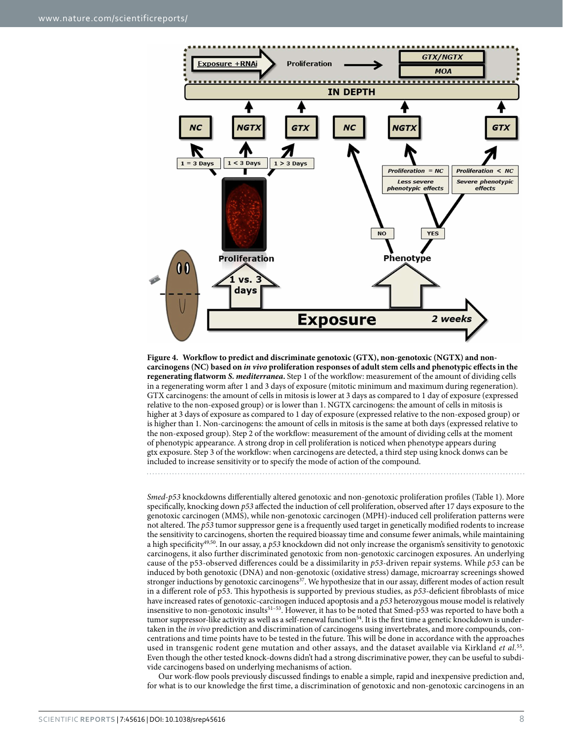**Figure 4. Workflow to predict and discriminate genotoxic (GTX), non-genotoxic (NGTX) and non-carcinogens (NC) based on *in vivo* proliferation responses of adult stem cells and phenotypic effects in the regenerating flatworm *S. mediterranea*.** Step 1 of the workflow: measurement of the amount of dividing cells in a regenerating worm after 1 and 3 days of exposure (mitotic minimum and maximum during regeneration). GTX carcinogens: the amount of cells in mitosis is lower at 3 days as compared to 1 day of exposure (expressed relative to the non-exposed group) or is lower than 1. NGTX carcinogens: the amount of cells in mitosis is higher at 3 days of exposure as compared to 1 day of exposure (expressed relative to the non-exposed group) or is higher than 1. Non-carcinogens: the amount of cells in mitosis is the same at both days (expressed relative to the non-exposed group). Step 2 of the workflow: measurement of the amount of dividing cells at the moment of phenotypic appearance. A strong drop in cell proliferation is noticed when phenotype appears during gtx exposure. Step 3 of the workflow: when carcinogens are detected, a third step using knock donws can be included to increase sensitivity or to specify the mode of action of the compound.

*Smed-p53* knockdowns differentially altered genotoxic and non-genotoxic proliferation profiles (Table 1). More specifically, knocking down *p53* affected the induction of cell proliferation, observed after 17 days exposure to the genotoxic carcinogen (MMS), while non-genotoxic carcinogen (MPH)-induced cell proliferation patterns were not altered. The *p53* tumor suppressor gene is a frequently used target in genetically modified rodents to increase the sensitivity to carcinogens, shorten the required bioassay time and consume fewer animals, while maintaining a high specificity[49,50]. In our assay, a *p53* knockdown did not only increase the organism's sensitivity to genotoxic carcinogens, it also further discriminated genotoxic from non-genotoxic carcinogen exposures. An underlying cause of the p53-observed differences could be a dissimilarity in *p53*-driven repair systems. While *p53* can be induced by both genotoxic (DNA) and non-genotoxic (oxidative stress) damage, microarray screenings showed stronger inductions by genotoxic carcinogens[37]. We hypothesize that in our assay, different modes of action result in a different role of p53. This hypothesis is supported by previous studies, as *p53*-deficient fibroblasts of mice have increased rates of genotoxic-carcinogen induced apoptosis and a *p53* heterozygous mouse model is relatively insensitive to non-genotoxic insults[51–53]. However, it has to be noted that Smed-p53 was reported to have both a tumor suppressor-like activity as well as a self-renewal function[54]. It is the first time a genetic knockdown is undertaken in the *in vivo* prediction and discrimination of carcinogens using invertebrates, and more compounds, concentrations and time points have to be tested in the future. This will be done in accordance with the approaches used in transgenic rodent gene mutation and other assays, and the dataset available via Kirkland *et al.*[55]. Even though the other tested knock-downs didn't had a strong discriminative power, they can be useful to subdivide carcinogens based on underlying mechanisms of action.

Our work-flow pools previously discussed findings to enable a simple, rapid and inexpensive prediction and, for what is to our knowledge the first time, a discrimination of genotoxic and non-genotoxic carcinogens in an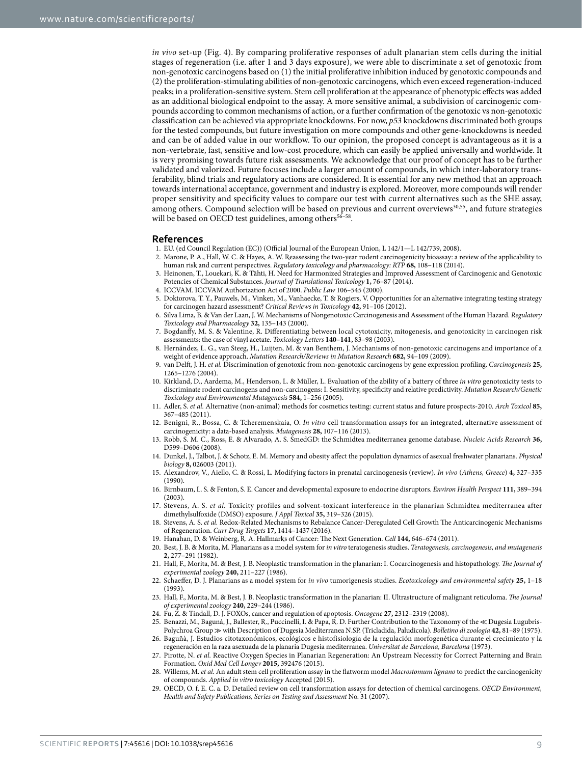*in vivo* set-up (Fig. 4). By comparing proliferative responses of adult planarian stem cells during the initial stages of regeneration (i.e. after 1 and 3 days exposure), we were able to discriminate a set of genotoxic from non-genotoxic carcinogens based on (1) the initial proliferative inhibition induced by genotoxic compounds and (2) the proliferation-stimulating abilities of non-genotoxic carcinogens, which even exceed regeneration-induced peaks; in a proliferation-sensitive system. Stem cell proliferation at the appearance of phenotypic effects was added as an additional biological endpoint to the assay. A more sensitive animal, a subdivision of carcinogenic compounds according to common mechanisms of action, or a further confirmation of the genotoxic vs non-genotoxic classification can be achieved via appropriate knockdowns. For now, *p53* knockdowns discriminated both groups for the tested compounds, but future investigation on more compounds and other gene-knockdowns is needed and can be of added value in our workflow. To our opinion, the proposed concept is advantageous as it is a non-vertebrate, fast, sensitive and low-cost procedure, which can easily be applied universally and worldwide. It is very promising towards future risk assessments. We acknowledge that our proof of concept has to be further validated and valorized. Future focuses include a larger amount of compounds, in which inter-laboratory transferability, blind trials and regulatory actions are considered. It is essential for any new method that an approach towards international acceptance, government and industry is explored. Moreover, more compounds will render proper sensitivity and specificity values to compare our test with current alternatives such as the SHE assay, among others. Compound selection will be based on previous and current overviews[30,55], and future strategies will be based on OECD test guidelines, among others[56–58].

## References

1. EU. (ed Council Regulation (EC)) (Official Journal of the European Union, L 142/1—L 142/739, 2008).
2. Marone, P. A., Hall, W. C. & Hayes, A. W. Reassessing the two-year rodent carcinogenicity bioassay: a review of the applicability to human risk and current perspectives. *Regulatory toxicology and pharmacology: RTP* **68,** 108–118 (2014).
3. Heinonen, T., Louekari, K. & Tähti, H. Need for Harmonized Strategies and Improved Assessment of Carcinogenic and Genotoxic Potencies of Chemical Substances. *Journal of Translational Toxicology* **1,** 76–87 (2014).
4. ICCVAM. ICCVAM Authorization Act of 2000. *Public Law* 106–545 (2000).
5. Doktorova, T. Y., Pauwels, M., Vinken, M., Vanhaecke, T. & Rogiers, V. Opportunities for an alternative integrating testing strategy for carcinogen hazard assessment? *Critical Reviews in Toxicology* **42,** 91–106 (2012).
6. Silva Lima, B. & Van der Laan, J. W. Mechanisms of Nongenotoxic Carcinogenesis and Assessment of the Human Hazard. *Regulatory Toxicology and Pharmacology* **32,** 135–143 (2000).
7. Bogdanffy, M. S. & Valentine, R. Differentiating between local cytotoxicity, mitogenesis, and genotoxicity in carcinogen risk assessments: the case of vinyl acetate. *Toxicology Letters* **140–141,** 83–98 (2003).
8. Hernández, L. G., van Steeg, H., Luijten, M. & van Benthem, J. Mechanisms of non-genotoxic carcinogens and importance of a weight of evidence approach. *Mutation Research/Reviews in Mutation Research* **682,** 94–109 (2009).
9. van Delft, J. H. *et al.* Discrimination of genotoxic from non-genotoxic carcinogens by gene expression profiling. *Carcinogenesis* **25,** 1265–1276 (2004).
10. Kirkland, D., Aardema, M., Henderson, L. & Müller, L. Evaluation of the ability of a battery of three *in vitro* genotoxicity tests to discriminate rodent carcinogens and non-carcinogens: I. Sensitivity, specificity and relative predictivity. *Mutation Research/Genetic Toxicology and Environmental Mutagenesis* **584,** 1–256 (2005).
11. Adler, S. *et al.* Alternative (non-animal) methods for cosmetics testing: current status and future prospects-2010. *Arch Toxicol* **85,** 367–485 (2011).
12. Benigni, R., Bossa, C. & Tcheremenskaia, O. *In vitro* cell transformation assays for an integrated, alternative assessment of carcinogenicity: a data-based analysis. *Mutagenesis* **28,** 107–116 (2013).
13. Robb, S. M. C., Ross, E. & Alvarado, A. S. SmedGD: the Schmidtea mediterranea genome database. *Nucleic Acids Research* **36,** D599–D606 (2008).
14. Dunkel, J., Talbot, J. & Schotz, E. M. Memory and obesity affect the population dynamics of asexual freshwater planarians. *Physical biology* **8,** 026003 (2011).
15. Alexandrov, V., Aiello, C. & Rossi, L. Modifying factors in prenatal carcinogenesis (review). *In vivo (Athens, Greece)* **4,** 327–335 (1990).
16. Birnbaum, L. S. & Fenton, S. E. Cancer and developmental exposure to endocrine disruptors. *Environ Health Perspect* **111,** 389–394 (2003).
17. Stevens, A. S. *et al.* Toxicity profiles and solvent-toxicant interference in the planarian Schmidtea mediterranea after dimethylsulfoxide (DMSO) exposure. *J Appl Toxicol* **35,** 319–326 (2015).
18. Stevens, A. S. *et al.* Redox-Related Mechanisms to Rebalance Cancer-Deregulated Cell Growth The Anticarcinogenic Mechanisms of Regeneration. *Curr Drug Targets* **17,** 1414–1437 (2016).
19. Hanahan, D. & Weinberg, R. A. Hallmarks of Cancer: The Next Generation. *Cell* **144,** 646–674 (2011).
20. Best, J. B. & Morita, M. Planarians as a model system for *in vitro* teratogenesis studies. *Teratogenesis, carcinogenesis, and mutagenesis* **2,** 277–291 (1982).
21. Hall, F., Morita, M. & Best, J. B. Neoplastic transformation in the planarian: I. Cocarcinogenesis and histopathology. *The Journal of experimental zoology* **240,** 211–227 (1986).
22. Schaeffer, D. J. Planarians as a model system for *in vivo* tumorigenesis studies. *Ecotoxicology and environmental safety* **25,** 1–18 (1993).
23. Hall, F., Morita, M. & Best, J. B. Neoplastic transformation in the planarian: II. Ultrastructure of malignant reticuloma. *The Journal of experimental zoology* **240,** 229–244 (1986).
24. Fu, Z. & Tindall, D. J. FOXOs, cancer and regulation of apoptosis. *Oncogene* **27,** 2312–2319 (2008).
25. Benazzi, M., Baguná, J., Ballester, R., Puccinelli, I. & Papa, R. D. Further Contribution to the Taxonomy of the ≪ Dugesia Lugubris-Polychroa Group ≫ with Description of Dugesia Mediterranea N.SP. (Tricladida, Paludicola). *Bolletino di zoologia* **42,** 81–89 (1975).
26. Baguñà, J. Estudios citotaxonómicos, ecológicos e histofisiología de la regulación morfogenética durante el crecimiento y la regeneración en la raza asexuada de la planaria Dugesia mediterranea. *Universitat de Barcelona, Barcelona* (1973).
27. Pirotte, N. *et al.* Reactive Oxygen Species in Planarian Regeneration: An Upstream Necessity for Correct Patterning and Brain Formation. *Oxid Med Cell Longev* **2015,** 392476 (2015).
28. Willems, M. *et al.* An adult stem cell proliferation assay in the flatworm model *Macrostomum lignano* to predict the carcinogenicity of compounds. *Applied in vitro toxicology* Accepted (2015).
29. OECD, O. f. E. C. a. D. Detailed review on cell transformation assays for detection of chemical carcinogens. *OECD Environment, Health and Safety Publications, Series on Testing and Assessment* No. 31 (2007).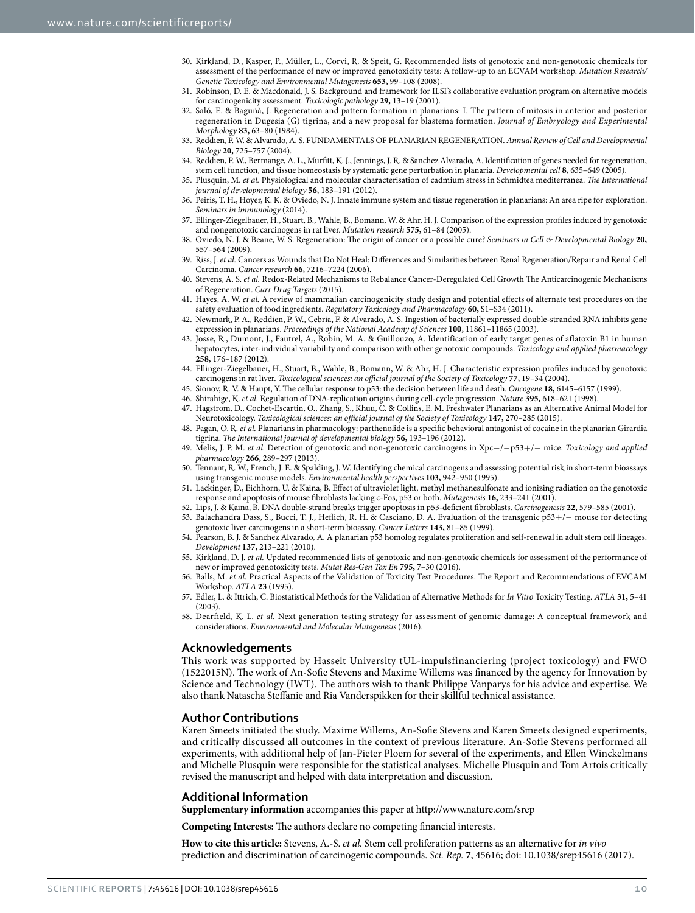30. Kirkland, D., Kasper, P., Müller, L., Corvi, R. & Speit, G. Recommended lists of genotoxic and non-genotoxic chemicals for assessment of the performance of new or improved genotoxicity tests: A follow-up to an ECVAM workshop. *Mutation Research/Genetic Toxicology and Environmental Mutagenesis* **653,** 99–108 (2008).
31. Robinson, D. E. & Macdonald, J. S. Background and framework for ILSI's collaborative evaluation program on alternative models for carcinogenicity assessment. *Toxicologic pathology* **29,** 13–19 (2001).
32. Saló, E. & Baguñà, J. Regeneration and pattern formation in planarians: I. The pattern of mitosis in anterior and posterior regeneration in Dugesia (G) tigrina, and a new proposal for blastema formation. *Journal of Embryology and Experimental Morphology* **83,** 63–80 (1984).
33. Reddien, P. W. & Alvarado, A. S. FUNDAMENTALS OF PLANARIAN REGENERATION. *Annual Review of Cell and Developmental Biology* **20,** 725–757 (2004).
34. Reddien, P. W., Bermange, A. L., Murfitt, K. J., Jennings, J. R. & Sanchez Alvarado, A. Identification of genes needed for regeneration, stem cell function, and tissue homeostasis by systematic gene perturbation in planaria. *Developmental cell* **8,** 635–649 (2005).
35. Plusquin, M. *et al.* Physiological and molecular characterisation of cadmium stress in Schmidtea mediterranea. *The International journal of developmental biology* **56,** 183–191 (2012).
36. Peiris, T. H., Hoyer, K. K. & Oviedo, N. J. Innate immune system and tissue regeneration in planarians: An area ripe for exploration. *Seminars in immunology* (2014).
37. Ellinger-Ziegelbauer, H., Stuart, B., Wahle, B., Bomann, W. & Ahr, H. J. Comparison of the expression profiles induced by genotoxic and nongenotoxic carcinogens in rat liver. *Mutation research* **575,** 61–84 (2005).
38. Oviedo, N. J. & Beane, W. S. Regeneration: The origin of cancer or a possible cure? *Seminars in Cell & Developmental Biology* **20,** 557–564 (2009).
39. Riss, J. *et al.* Cancers as Wounds that Do Not Heal: Differences and Similarities between Renal Regeneration/Repair and Renal Cell Carcinoma. *Cancer research* **66,** 7216–7224 (2006).
40. Stevens, A. S. *et al.* Redox-Related Mechanisms to Rebalance Cancer-Deregulated Cell Growth The Anticarcinogenic Mechanisms of Regeneration. *Curr Drug Targets* (2015).
41. Hayes, A. W. *et al.* A review of mammalian carcinogenicity study design and potential effects of alternate test procedures on the safety evaluation of food ingredients. *Regulatory Toxicology and Pharmacology* **60,** S1–S34 (2011).
42. Newmark, P. A., Reddien, P. W., Cebria, F. & Alvarado, A. S. Ingestion of bacterially expressed double-stranded RNA inhibits gene expression in planarians. *Proceedings of the National Academy of Sciences* **100,** 11861–11865 (2003).
43. Josse, R., Dumont, J., Fautrel, A., Robin, M. A. & Guillouzo, A. Identification of early target genes of aflatoxin B1 in human hepatocytes, inter-individual variability and comparison with other genotoxic compounds. *Toxicology and applied pharmacology* **258,** 176–187 (2012).
44. Ellinger-Ziegelbauer, H., Stuart, B., Wahle, B., Bomann, W. & Ahr, H. J. Characteristic expression profiles induced by genotoxic carcinogens in rat liver. *Toxicological sciences: an official journal of the Society of Toxicology* **77,** 19–34 (2004).
45. Sionov, R. V. & Haupt, Y. The cellular response to p53: the decision between life and death. *Oncogene* **18,** 6145–6157 (1999).
46. Shirahige, K. *et al.* Regulation of DNA-replication origins during cell-cycle progression. *Nature* **395,** 618–621 (1998).
47. Hagstrom, D., Cochet-Escartin, O., Zhang, S., Khuu, C. & Collins, E. M. Freshwater Planarians as an Alternative Animal Model for Neurotoxicology. *Toxicological sciences: an official journal of the Society of Toxicology* **147,** 270–285 (2015).
48. Pagan, O. R. *et al.* Planarians in pharmacology: parthenolide is a specific behavioral antagonist of cocaine in the planarian Girardia tigrina. *The International journal of developmental biology* **56,** 193–196 (2012).
49. Melis, J. P. M. *et al.* Detection of genotoxic and non-genotoxic carcinogens in Xpc−/−p53+/− mice. *Toxicology and applied pharmacology* **266,** 289–297 (2013).
50. Tennant, R. W., French, J. E. & Spalding, J. W. Identifying chemical carcinogens and assessing potential risk in short-term bioassays using transgenic mouse models. *Environmental health perspectives* **103,** 942–950 (1995).
51. Lackinger, D., Eichhorn, U. & Kaina, B. Effect of ultraviolet light, methyl methanesulfonate and ionizing radiation on the genotoxic response and apoptosis of mouse fibroblasts lacking c-Fos, p53 or both. *Mutagenesis* **16,** 233–241 (2001).
52. Lips, J. & Kaina, B. DNA double-strand breaks trigger apoptosis in p53-deficient fibroblasts. *Carcinogenesis* **22,** 579–585 (2001).
53. Balachandra Dass, S., Bucci, T. J., Heflich, R. H. & Casciano, D. A. Evaluation of the transgenic p53+/− mouse for detecting genotoxic liver carcinogens in a short-term bioassay. *Cancer Letters* **143,** 81–85 (1999).
54. Pearson, B. J. & Sanchez Alvarado, A. A planarian p53 homolog regulates proliferation and self-renewal in adult stem cell lineages. *Development* **137,** 213–221 (2010).
55. Kirkland, D. J. *et al.* Updated recommended lists of genotoxic and non-genotoxic chemicals for assessment of the performance of new or improved genotoxicity tests. *Mutat Res-Gen Tox En* **795,** 7–30 (2016).
56. Balls, M. *et al.* Practical Aspects of the Validation of Toxicity Test Procedures. The Report and Recommendations of EVCAM Workshop. *ATLA* **23** (1995).
57. Edler, L. & Ittrich, C. Biostatistical Methods for the Validation of Alternative Methods for *In Vitro* Toxicity Testing. *ATLA* **31,** 5–41 (2003).
58. Dearfield, K. L. *et al.* Next generation testing strategy for assessment of genomic damage: A conceptual framework and considerations. *Environmental and Molecular Mutagenesis* (2016).

## Acknowledgements

This work was supported by Hasselt University tUL-impulsfinanciering (project toxicology) and FWO (1522015N). The work of An-Sofie Stevens and Maxime Willems was financed by the agency for Innovation by Science and Technology (IWT). The authors wish to thank Philippe Vanparys for his advice and expertise. We also thank Natascha Steffanie and Ria Vanderspikken for their skillful technical assistance.

## Author Contributions

Karen Smeets initiated the study. Maxime Willems, An-Sofie Stevens and Karen Smeets designed experiments, and critically discussed all outcomes in the context of previous literature. An-Sofie Stevens performed all experiments, with additional help of Jan-Pieter Ploem for several of the experiments, and Ellen Winckelmans and Michelle Plusquin were responsible for the statistical analyses. Michelle Plusquin and Tom Artois critically revised the manuscript and helped with data interpretation and discussion.

## Additional Information

**Supplementary information** accompanies this paper at http://www.nature.com/srep

**Competing Interests:** The authors declare no competing financial interests.

**How to cite this article:** Stevens, A.-S. *et al.* Stem cell proliferation patterns as an alternative for *in vivo* prediction and discrimination of carcinogenic compounds. *Sci. Rep.* **7**, 45616; doi: 10.1038/srep45616 (2017).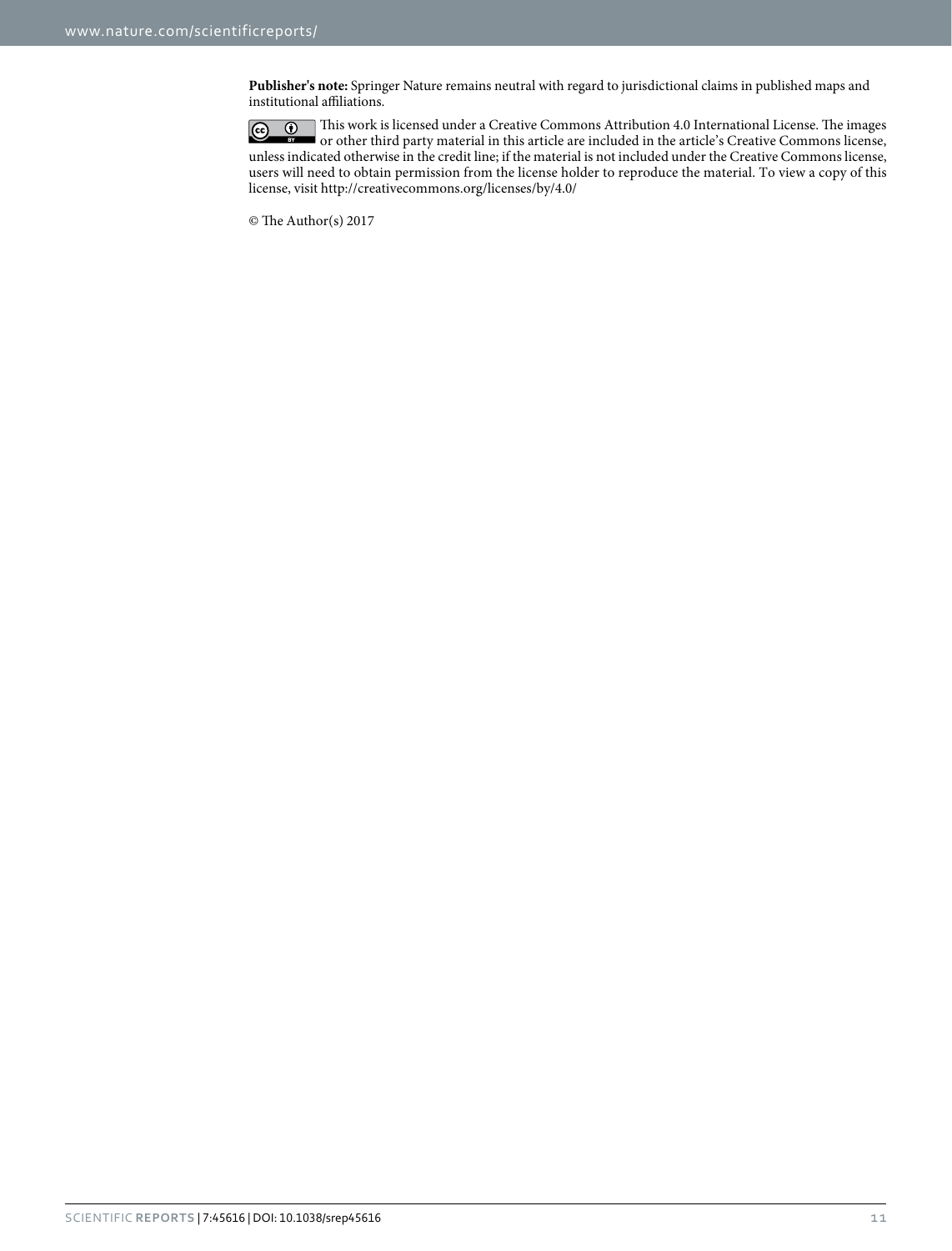**Publisher's note:** Springer Nature remains neutral with regard to jurisdictional claims in published maps and institutional affiliations.

This work is licensed under a Creative Commons Attribution 4.0 International License. The images or other third party material in this article are included in the article's Creative Commons license, unless indicated otherwise in the credit line; if the material is not included under the Creative Commons license, users will need to obtain permission from the license holder to reproduce the material. To view a copy of this license, visit http://creativecommons.org/licenses/by/4.0/

© The Author(s) 2017